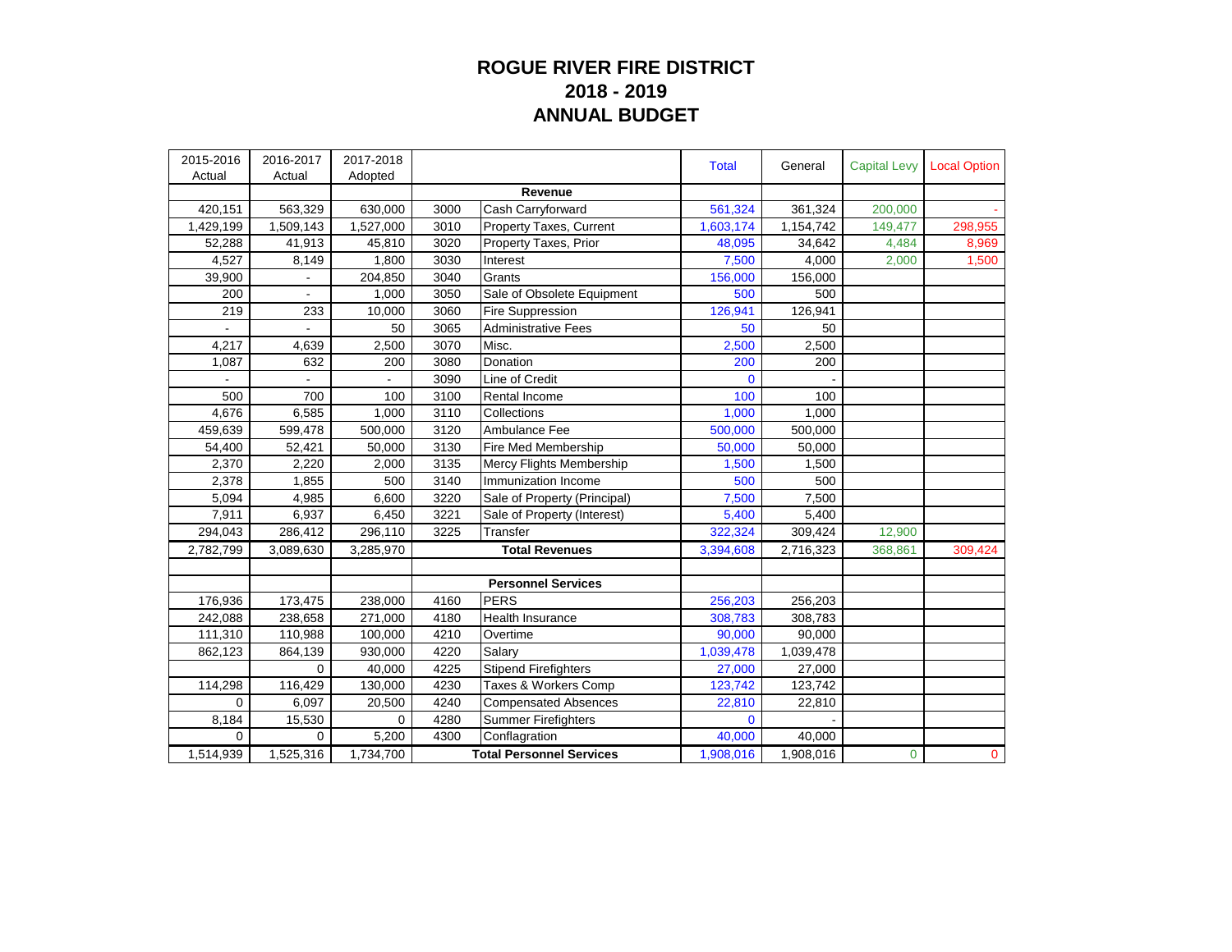# ROGUE RIVER FIRE DISTRICT
# 2018 - 2019
# ANNUAL BUDGET

| 2015-2016 Actual | 2016-2017 Actual | 2017-2018 Adopted | | | Total | General | Capital Levy | Local Option |
|---|---|---|---|---|---|---|---|---|
| | | | | **Revenue** | | | | |
| 420,151 | 563,329 | 630,000 | 3000 | Cash Carryforward | 561,324 | 361,324 | 200,000 | - |
| 1,429,199 | 1,509,143 | 1,527,000 | 3010 | Property Taxes, Current | 1,603,174 | 1,154,742 | 149,477 | 298,955 |
| 52,288 | 41,913 | 45,810 | 3020 | Property Taxes, Prior | 48,095 | 34,642 | 4,484 | 8,969 |
| 4,527 | 8,149 | 1,800 | 3030 | Interest | 7,500 | 4,000 | 2,000 | 1,500 |
| 39,900 | - | 204,850 | 3040 | Grants | 156,000 | 156,000 | | |
| 200 | - | 1,000 | 3050 | Sale of Obsolete Equipment | 500 | 500 | | |
| 219 | 233 | 10,000 | 3060 | Fire Suppression | 126,941 | 126,941 | | |
| - | - | 50 | 3065 | Administrative Fees | 50 | 50 | | |
| 4,217 | 4,639 | 2,500 | 3070 | Misc. | 2,500 | 2,500 | | |
| 1,087 | 632 | 200 | 3080 | Donation | 200 | 200 | | |
| - | - | - | 3090 | Line of Credit | 0 | - | | |
| 500 | 700 | 100 | 3100 | Rental Income | 100 | 100 | | |
| 4,676 | 6,585 | 1,000 | 3110 | Collections | 1,000 | 1,000 | | |
| 459,639 | 599,478 | 500,000 | 3120 | Ambulance Fee | 500,000 | 500,000 | | |
| 54,400 | 52,421 | 50,000 | 3130 | Fire Med Membership | 50,000 | 50,000 | | |
| 2,370 | 2,220 | 2,000 | 3135 | Mercy Flights Membership | 1,500 | 1,500 | | |
| 2,378 | 1,855 | 500 | 3140 | Immunization Income | 500 | 500 | | |
| 5,094 | 4,985 | 6,600 | 3220 | Sale of Property (Principal) | 7,500 | 7,500 | | |
| 7,911 | 6,937 | 6,450 | 3221 | Sale of Property (Interest) | 5,400 | 5,400 | | |
| 294,043 | 286,412 | 296,110 | 3225 | Transfer | 322,324 | 309,424 | 12,900 | |
| 2,782,799 | 3,089,630 | 3,285,970 | | **Total Revenues** | 3,394,608 | 2,716,323 | 368,861 | 309,424 |
| | | | | | | | | |
| | | | | **Personnel Services** | | | | |
| 176,936 | 173,475 | 238,000 | 4160 | PERS | 256,203 | 256,203 | | |
| 242,088 | 238,658 | 271,000 | 4180 | Health Insurance | 308,783 | 308,783 | | |
| 111,310 | 110,988 | 100,000 | 4210 | Overtime | 90,000 | 90,000 | | |
| 862,123 | 864,139 | 930,000 | 4220 | Salary | 1,039,478 | 1,039,478 | | |
| | 0 | 40,000 | 4225 | Stipend Firefighters | 27,000 | 27,000 | | |
| 114,298 | 116,429 | 130,000 | 4230 | Taxes & Workers Comp | 123,742 | 123,742 | | |
| 0 | 6,097 | 20,500 | 4240 | Compensated Absences | 22,810 | 22,810 | | |
| 8,184 | 15,530 | 0 | 4280 | Summer Firefighters | 0 | - | | |
| 0 | 0 | 5,200 | 4300 | Conflagration | 40,000 | 40,000 | | |
| 1,514,939 | 1,525,316 | 1,734,700 | | **Total Personnel Services** | 1,908,016 | 1,908,016 | 0 | 0 |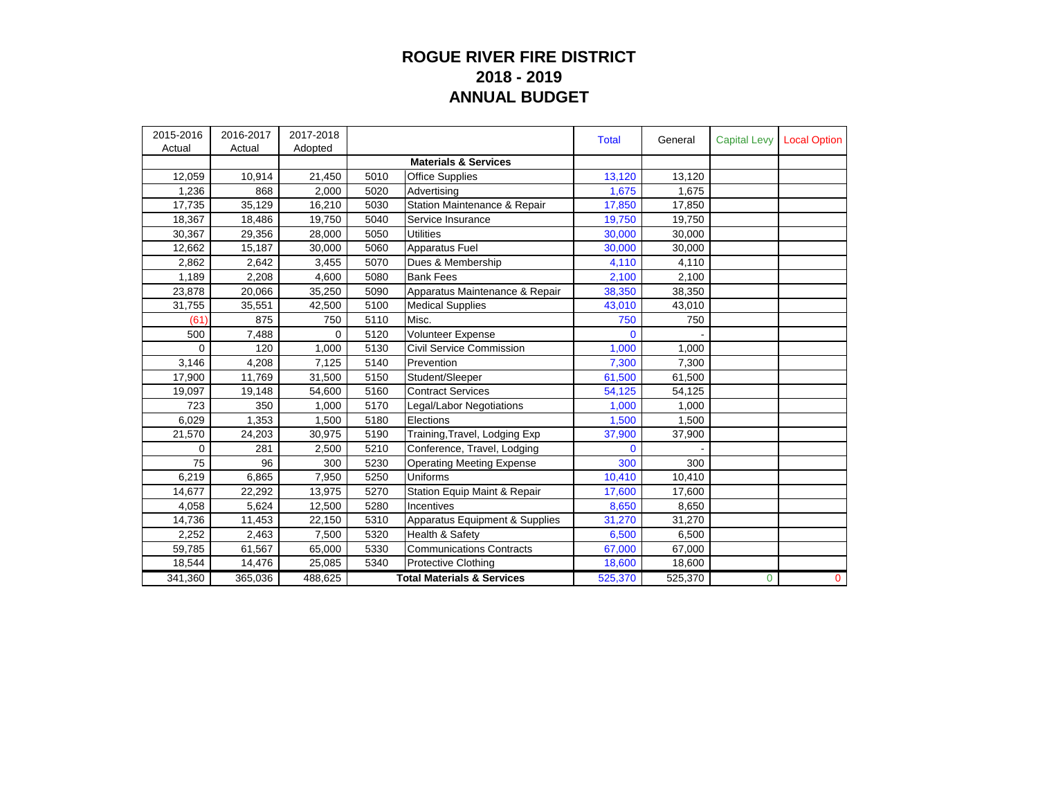# ROGUE RIVER FIRE DISTRICT
## 2018 - 2019
## ANNUAL BUDGET

| 2015-2016 Actual | 2016-2017 Actual | 2017-2018 Adopted | | | Total | General | Capital Levy | Local Option |
|---|---|---|---|---|---|---|---|---|
| | | | | **Materials & Services** | | | | |
| 12,059 | 10,914 | 21,450 | 5010 | Office Supplies | 13,120 | 13,120 | | |
| 1,236 | 868 | 2,000 | 5020 | Advertising | 1,675 | 1,675 | | |
| 17,735 | 35,129 | 16,210 | 5030 | Station Maintenance & Repair | 17,850 | 17,850 | | |
| 18,367 | 18,486 | 19,750 | 5040 | Service Insurance | 19,750 | 19,750 | | |
| 30,367 | 29,356 | 28,000 | 5050 | Utilities | 30,000 | 30,000 | | |
| 12,662 | 15,187 | 30,000 | 5060 | Apparatus Fuel | 30,000 | 30,000 | | |
| 2,862 | 2,642 | 3,455 | 5070 | Dues & Membership | 4,110 | 4,110 | | |
| 1,189 | 2,208 | 4,600 | 5080 | Bank Fees | 2,100 | 2,100 | | |
| 23,878 | 20,066 | 35,250 | 5090 | Apparatus Maintenance & Repair | 38,350 | 38,350 | | |
| 31,755 | 35,551 | 42,500 | 5100 | Medical Supplies | 43,010 | 43,010 | | |
| (61) | 875 | 750 | 5110 | Misc. | 750 | 750 | | |
| 500 | 7,488 | 0 | 5120 | Volunteer Expense | 0 | - | | |
| 0 | 120 | 1,000 | 5130 | Civil Service Commission | 1,000 | 1,000 | | |
| 3,146 | 4,208 | 7,125 | 5140 | Prevention | 7,300 | 7,300 | | |
| 17,900 | 11,769 | 31,500 | 5150 | Student/Sleeper | 61,500 | 61,500 | | |
| 19,097 | 19,148 | 54,600 | 5160 | Contract Services | 54,125 | 54,125 | | |
| 723 | 350 | 1,000 | 5170 | Legal/Labor Negotiations | 1,000 | 1,000 | | |
| 6,029 | 1,353 | 1,500 | 5180 | Elections | 1,500 | 1,500 | | |
| 21,570 | 24,203 | 30,975 | 5190 | Training,Travel, Lodging Exp | 37,900 | 37,900 | | |
| 0 | 281 | 2,500 | 5210 | Conference, Travel, Lodging | 0 | - | | |
| 75 | 96 | 300 | 5230 | Operating Meeting Expense | 300 | 300 | | |
| 6,219 | 6,865 | 7,950 | 5250 | Uniforms | 10,410 | 10,410 | | |
| 14,677 | 22,292 | 13,975 | 5270 | Station Equip Maint & Repair | 17,600 | 17,600 | | |
| 4,058 | 5,624 | 12,500 | 5280 | Incentives | 8,650 | 8,650 | | |
| 14,736 | 11,453 | 22,150 | 5310 | Apparatus Equipment & Supplies | 31,270 | 31,270 | | |
| 2,252 | 2,463 | 7,500 | 5320 | Health & Safety | 6,500 | 6,500 | | |
| 59,785 | 61,567 | 65,000 | 5330 | Communications Contracts | 67,000 | 67,000 | | |
| 18,544 | 14,476 | 25,085 | 5340 | Protective Clothing | 18,600 | 18,600 | | |
| 341,360 | 365,036 | 488,625 | | **Total Materials & Services** | 525,370 | 525,370 | 0 | 0 |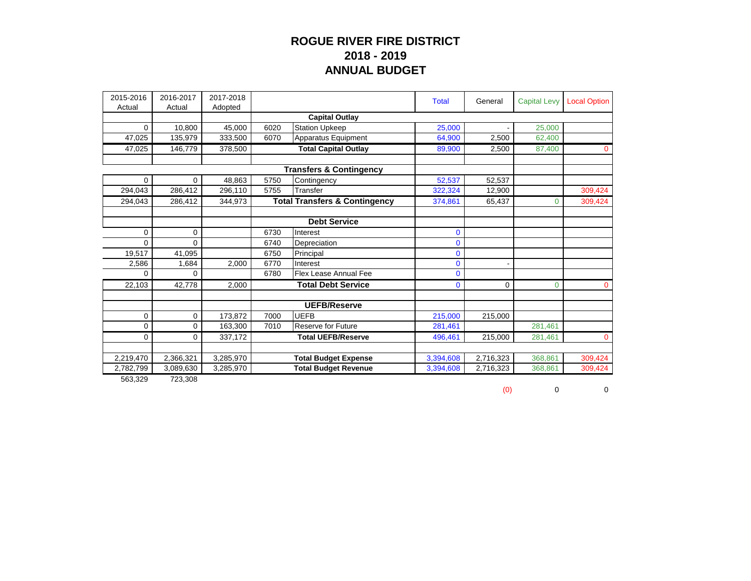# ROGUE RIVER FIRE DISTRICT
## 2018 - 2019
## ANNUAL BUDGET

| 2015-2016 Actual | 2016-2017 Actual | 2017-2018 Adopted | | | Total | General | Capital Levy | Local Option |
|---|---|---|---|---|---|---|---|---|
| | | | | **Capital Outlay** | | | | |
| 0 | 10,800 | 45,000 | 6020 | Station Upkeep | 25,000 | - | 25,000 | |
| 47,025 | 135,979 | 333,500 | 6070 | Apparatus Equipment | 64,900 | 2,500 | 62,400 | |
| 47,025 | 146,779 | 378,500 | | **Total Capital Outlay** | 89,900 | 2,500 | 87,400 | 0 |
| | | | | | | | | |
| | | | | **Transfers & Contingency** | | | | |
| 0 | 0 | 48,863 | 5750 | Contingency | 52,537 | 52,537 | | |
| 294,043 | 286,412 | 296,110 | 5755 | Transfer | 322,324 | 12,900 | | 309,424 |
| 294,043 | 286,412 | 344,973 | | **Total Transfers & Contingency** | 374,861 | 65,437 | 0 | 309,424 |
| | | | | | | | | |
| | | | | **Debt Service** | | | | |
| 0 | 0 | | 6730 | Interest | 0 | | | |
| 0 | 0 | | 6740 | Depreciation | 0 | | | |
| 19,517 | 41,095 | | 6750 | Principal | 0 | | | |
| 2,586 | 1,684 | 2,000 | 6770 | Interest | 0 | - | | |
| 0 | 0 | | 6780 | Flex Lease Annual Fee | 0 | | | |
| 22,103 | 42,778 | 2,000 | | **Total Debt Service** | 0 | 0 | 0 | 0 |
| | | | | | | | | |
| | | | | **UEFB/Reserve** | | | | |
| 0 | 0 | 173,872 | 7000 | UEFB | 215,000 | 215,000 | | |
| 0 | 0 | 163,300 | 7010 | Reserve for Future | 281,461 | | 281,461 | |
| 0 | 0 | 337,172 | | **Total UEFB/Reserve** | 496,461 | 215,000 | 281,461 | 0 |
| | | | | | | | | |
| 2,219,470 | 2,366,321 | 3,285,970 | | **Total Budget Expense** | 3,394,608 | 2,716,323 | 368,861 | 309,424 |
| 2,782,799 | 3,089,630 | 3,285,970 | | **Total Budget Revenue** | 3,394,608 | 2,716,323 | 368,861 | 309,424 |
| 563,329 | 723,308 | | | | | (0) | 0 | 0 |